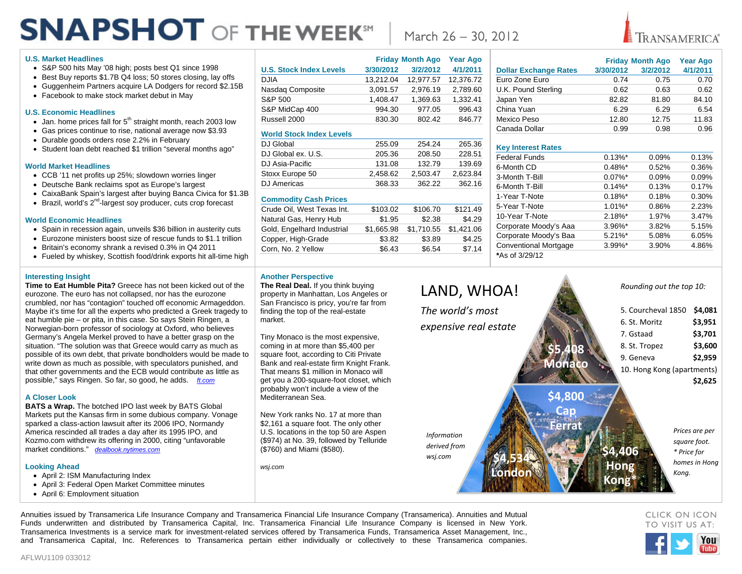# SNAPSHOT OF THE WEEK℠ March 26 – 30, 2012

TRANSAMERICA

### U.S. Market Headlines

- S&P 500 hits May '08 high; posts best Q1 since 1998
- Best Buy reports $1.7B Q4 loss; 50 stores closing, lay offs
- Guggenheim Partners acquire LA Dodgers for record $2.15B
- Facebook to make stock market debut in May

### U.S. Economic Headlines

- Jan. home prices fall for 5th straight month, reach 2003 low
- Gas prices continue to rise, national average now $3.93
- Durable goods orders rose 2.2% in February
- Student loan debt reached $1 trillion "several months ago"

### World Market Headlines

- CCB '11 net profits up 25%; slowdown worries linger
- Deutsche Bank reclaims spot as Europe's largest
- CaixaBank Spain's largest after buying Banca Civica for $1.3B
- Brazil, world's 2nd-largest soy producer, cuts crop forecast

### World Economic Headlines

- Spain in recession again, unveils $36 billion in austerity cuts
- Eurozone ministers boost size of rescue funds to $1.1 trillion
- Britain's economy shrank a revised 0.3% in Q4 2011
- Fueled by whiskey, Scottish food/drink exports hit all-time high

| U.S. Stock Index Levels | Friday 3/30/2012 | Month Ago 3/2/2012 | Year Ago 4/1/2011 |
|---|---|---|---|
| DJIA | 13,212.04 | 12,977.57 | 12,376.72 |
| Nasdaq Composite | 3,091.57 | 2,976.19 | 2,789.60 |
| S&P 500 | 1,408.47 | 1,369.63 | 1,332.41 |
| S&P MidCap 400 | 994.30 | 977.05 | 996.43 |
| Russell 2000 | 830.30 | 802.42 | 846.77 |
| **World Stock Index Levels** | | | |
| DJ Global | 255.09 | 254.24 | 265.36 |
| DJ Global ex. U.S. | 205.36 | 208.50 | 228.51 |
| DJ Asia-Pacific | 131.08 | 132.79 | 139.69 |
| Stoxx Europe 50 | 2,458.62 | 2,503.47 | 2,623.84 |
| DJ Americas | 368.33 | 362.22 | 362.16 |
| **Commodity Cash Prices** | | | |
| Crude Oil, West Texas Int. | $103.02 | $106.70 | $121.49 |
| Natural Gas, Henry Hub | $1.95 | $2.38 | $4.29 |
| Gold, Engelhard Industrial | $1,665.98 | $1,710.55 | $1,421.06 |
| Copper, High-Grade | $3.82 | $3.89 | $4.25 |
| Corn, No. 2 Yellow | $6.43 | $6.54 | $7.14 |

| Dollar Exchange Rates | Friday 3/30/2012 | Month Ago 3/2/2012 | Year Ago 4/1/2011 |
|---|---|---|---|
| Euro Zone Euro | 0.74 | 0.75 | 0.70 |
| U.K. Pound Sterling | 0.62 | 0.63 | 0.62 |
| Japan Yen | 82.82 | 81.80 | 84.10 |
| China Yuan | 6.29 | 6.29 | 6.54 |
| Mexico Peso | 12.80 | 12.75 | 11.83 |
| Canada Dollar | 0.99 | 0.98 | 0.96 |
| **Key Interest Rates** | | | |
| Federal Funds | 0.13%* | 0.09% | 0.13% |
| 6-Month CD | 0.48%* | 0.52% | 0.36% |
| 3-Month T-Bill | 0.07%* | 0.09% | 0.09% |
| 6-Month T-Bill | 0.14%* | 0.13% | 0.17% |
| 1-Year T-Note | 0.18%* | 0.18% | 0.30% |
| 5-Year T-Note | 1.01%* | 0.86% | 2.23% |
| 10-Year T-Note | 2.18%* | 1.97% | 3.47% |
| Corporate Moody's Aaa | 3.96%* | 3.82% | 5.15% |
| Corporate Moody's Baa | 5.21%* | 5.08% | 6.05% |
| Conventional Mortgage | 3.99%* | 3.90% | 4.86% |

*As of 3/29/12

### Interesting Insight

**Time to Eat Humble Pita?** Greece has not been kicked out of the eurozone. The euro has not collapsed, nor has the eurozone crumbled, nor has "contagion" touched off economic Armageddon. Maybe it's time for all the experts who predicted a Greek tragedy to eat humble pie – or pita, in this case. So says Stein Ringen, a Norwegian-born professor of sociology at Oxford, who believes Germany's Angela Merkel proved to have a better grasp on the situation. "The solution was that Greece would carry as much as possible of its own debt, that private bondholders would be made to write down as much as possible, with speculators punished, and that other governments and the ECB would contribute as little as possible," says Ringen. So far, so good, he adds. *ft.com*

### A Closer Look

**BATS a Wrap.** The botched IPO last week by BATS Global Markets put the Kansas firm in some dubious company. Vonage sparked a class-action lawsuit after its 2006 IPO, Normandy America rescinded all trades a day after its 1995 IPO, and Kozmo.com withdrew its offering in 2000, citing "unfavorable market conditions." *dealbook.nytimes.com*

### Looking Ahead

- April 2: ISM Manufacturing Index
- April 3: Federal Open Market Committee minutes
- April 6: Employment situation

### Another Perspective

**The Real Deal.** If you think buying property in Manhattan, Los Angeles or San Francisco is pricy, you're far from finding the top of the real-estate market.

Tiny Monaco is the most expensive, coming in at more than $5,400 per square foot, according to Citi Private Bank and real-estate firm Knight Frank. That means $1 million in Monaco will get you a 200-square-foot closet, which probably won't include a view of the Mediterranean Sea.

New York ranks No. 17 at more than $2,161 a square foot. The only other U.S. locations in the top 50 are Aspen ($974) at No. 39, followed by Telluride ($760) and Miami ($580).

*wsj.com*

## LAND, WHOA!

*The world's most expensive real estate*

- $5,408 Monaco
- $4,800 Cap Ferrat
- $4,534 London
- $4,406 Hong Kong*

*Rounding out the top 10:*

| | |
|---|---|
| 5. Courcheval 1850 | $4,081 |
| 6. St. Moritz | $3,951 |
| 7. Gstaad | $3,701 |
| 8. St. Tropez | $3,600 |
| 9. Geneva | $2,959 |
| 10. Hong Kong (apartments) | $2,625 |

*Information derived from wsj.com*

*Prices are per square foot.*
*\* Price for homes in Hong Kong.*

Annuities issued by Transamerica Life Insurance Company and Transamerica Financial Life Insurance Company (Transamerica). Annuities and Mutual Funds underwritten and distributed by Transamerica Capital, Inc. Transamerica Financial Life Insurance Company is licensed in New York. Transamerica Investments is a service mark for investment-related services offered by Transamerica Funds, Transamerica Asset Management, Inc., and Transamerica Capital, Inc. References to Transamerica pertain either individually or collectively to these Transamerica companies.

CLICK ON ICON TO VISIT US AT:

AFLWU1109 033012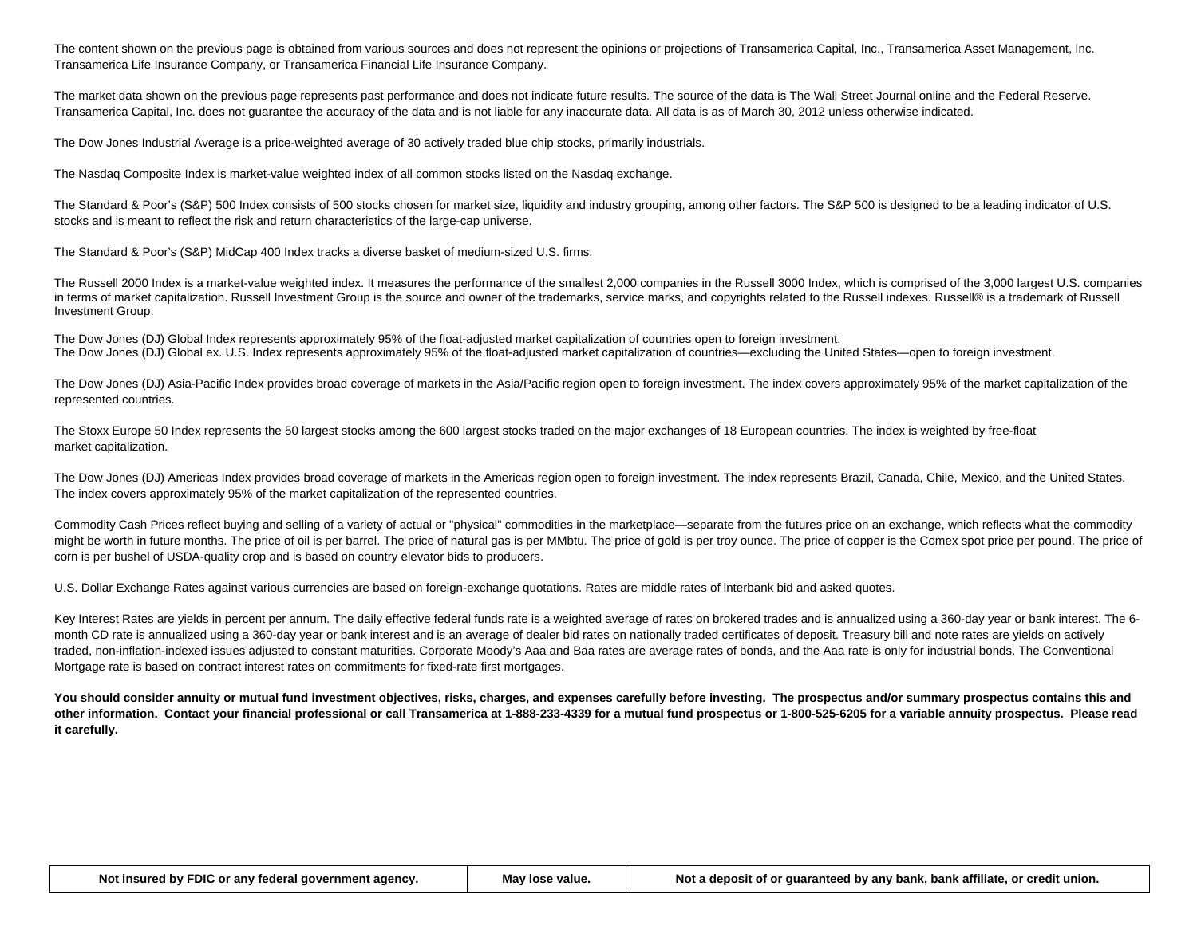The content shown on the previous page is obtained from various sources and does not represent the opinions or projections of Transamerica Capital, Inc., Transamerica Asset Management, Inc. Transamerica Life Insurance Company, or Transamerica Financial Life Insurance Company.

The market data shown on the previous page represents past performance and does not indicate future results. The source of the data is The Wall Street Journal online and the Federal Reserve. Transamerica Capital, Inc. does not guarantee the accuracy of the data and is not liable for any inaccurate data. All data is as of March 30, 2012 unless otherwise indicated.

The Dow Jones Industrial Average is a price-weighted average of 30 actively traded blue chip stocks, primarily industrials.

The Nasdaq Composite Index is market-value weighted index of all common stocks listed on the Nasdaq exchange.

The Standard & Poor's (S&P) 500 Index consists of 500 stocks chosen for market size, liquidity and industry grouping, among other factors. The S&P 500 is designed to be a leading indicator of U.S. stocks and is meant to reflect the risk and return characteristics of the large-cap universe.

The Standard & Poor's (S&P) MidCap 400 Index tracks a diverse basket of medium-sized U.S. firms.

The Russell 2000 Index is a market-value weighted index. It measures the performance of the smallest 2,000 companies in the Russell 3000 Index, which is comprised of the 3,000 largest U.S. companies in terms of market capitalization. Russell Investment Group is the source and owner of the trademarks, service marks, and copyrights related to the Russell indexes. Russell® is a trademark of Russell Investment Group.

The Dow Jones (DJ) Global Index represents approximately 95% of the float-adjusted market capitalization of countries open to foreign investment.
The Dow Jones (DJ) Global ex. U.S. Index represents approximately 95% of the float-adjusted market capitalization of countries—excluding the United States—open to foreign investment.

The Dow Jones (DJ) Asia-Pacific Index provides broad coverage of markets in the Asia/Pacific region open to foreign investment. The index covers approximately 95% of the market capitalization of the represented countries.

The Stoxx Europe 50 Index represents the 50 largest stocks among the 600 largest stocks traded on the major exchanges of 18 European countries. The index is weighted by free-float market capitalization.

The Dow Jones (DJ) Americas Index provides broad coverage of markets in the Americas region open to foreign investment. The index represents Brazil, Canada, Chile, Mexico, and the United States. The index covers approximately 95% of the market capitalization of the represented countries.

Commodity Cash Prices reflect buying and selling of a variety of actual or "physical" commodities in the marketplace—separate from the futures price on an exchange, which reflects what the commodity might be worth in future months. The price of oil is per barrel. The price of natural gas is per MMbtu. The price of gold is per troy ounce. The price of copper is the Comex spot price per pound. The price of corn is per bushel of USDA-quality crop and is based on country elevator bids to producers.

U.S. Dollar Exchange Rates against various currencies are based on foreign-exchange quotations. Rates are middle rates of interbank bid and asked quotes.

Key Interest Rates are yields in percent per annum. The daily effective federal funds rate is a weighted average of rates on brokered trades and is annualized using a 360-day year or bank interest. The 6-month CD rate is annualized using a 360-day year or bank interest and is an average of dealer bid rates on nationally traded certificates of deposit. Treasury bill and note rates are yields on actively traded, non-inflation-indexed issues adjusted to constant maturities. Corporate Moody's Aaa and Baa rates are average rates of bonds, and the Aaa rate is only for industrial bonds. The Conventional Mortgage rate is based on contract interest rates on commitments for fixed-rate first mortgages.

**You should consider annuity or mutual fund investment objectives, risks, charges, and expenses carefully before investing. The prospectus and/or summary prospectus contains this and other information. Contact your financial professional or call Transamerica at 1-888-233-4339 for a mutual fund prospectus or 1-800-525-6205 for a variable annuity prospectus. Please read it carefully.**

| | | |
|---|---|---|
| **Not insured by FDIC or any federal government agency.** | **May lose value.** | **Not a deposit of or guaranteed by any bank, bank affiliate, or credit union.** |